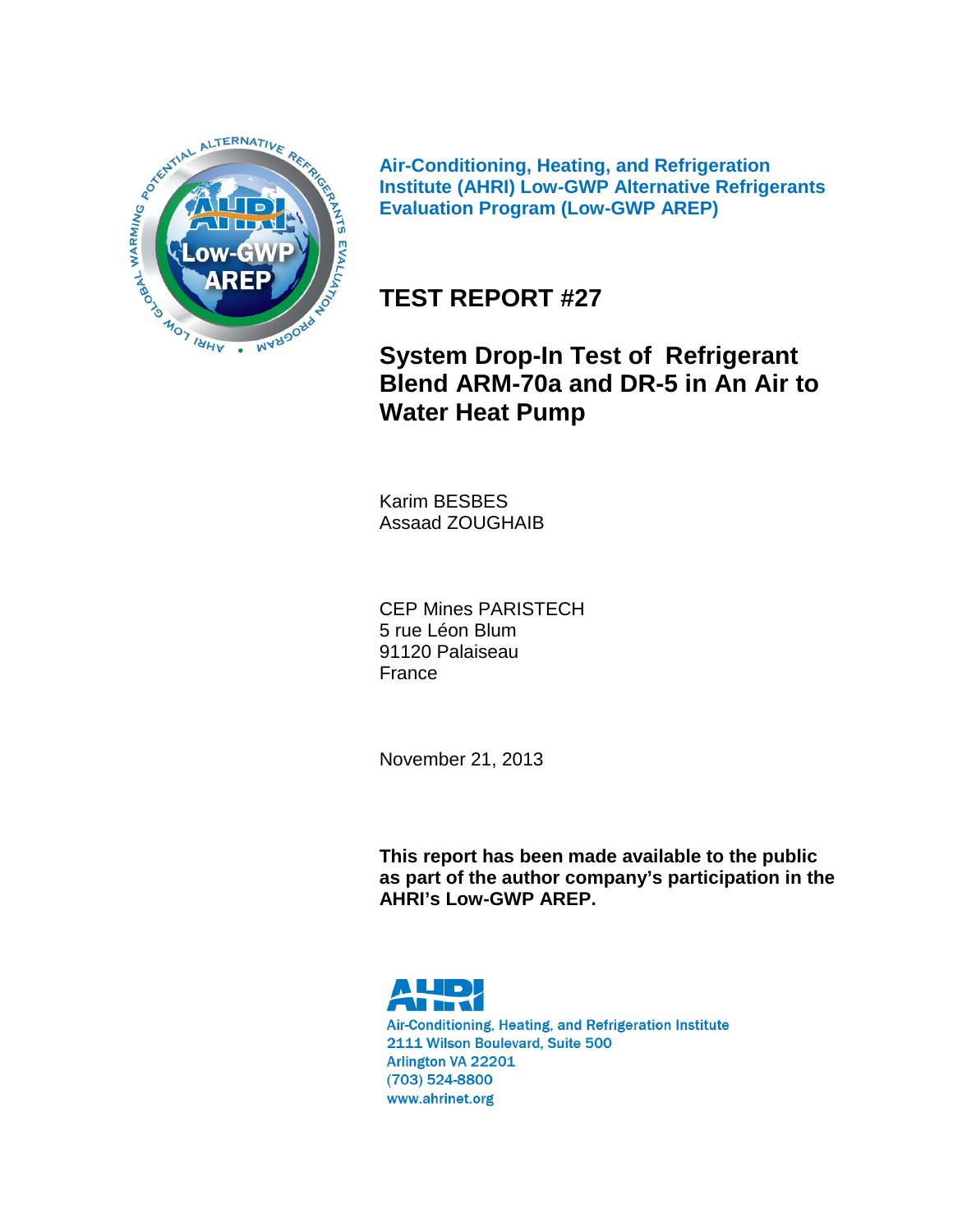**Air-Conditioning, Heating, and Refrigeration Institute (AHRI) Low-GWP Alternative Refrigerants Evaluation Program (Low-GWP AREP)**

# TEST REPORT #27

# System Drop-In Test of Refrigerant Blend ARM-70a and DR-5 in An Air to Water Heat Pump

Karim BESBES
Assaad ZOUGHAIB

CEP Mines PARISTECH
5 rue Léon Blum
91120 Palaiseau
France

November 21, 2013

**This report has been made available to the public as part of the author company's participation in the AHRI's Low-GWP AREP.**

Air-Conditioning, Heating, and Refrigeration Institute
2111 Wilson Boulevard, Suite 500
Arlington VA 22201
(703) 524-8800
www.ahrinet.org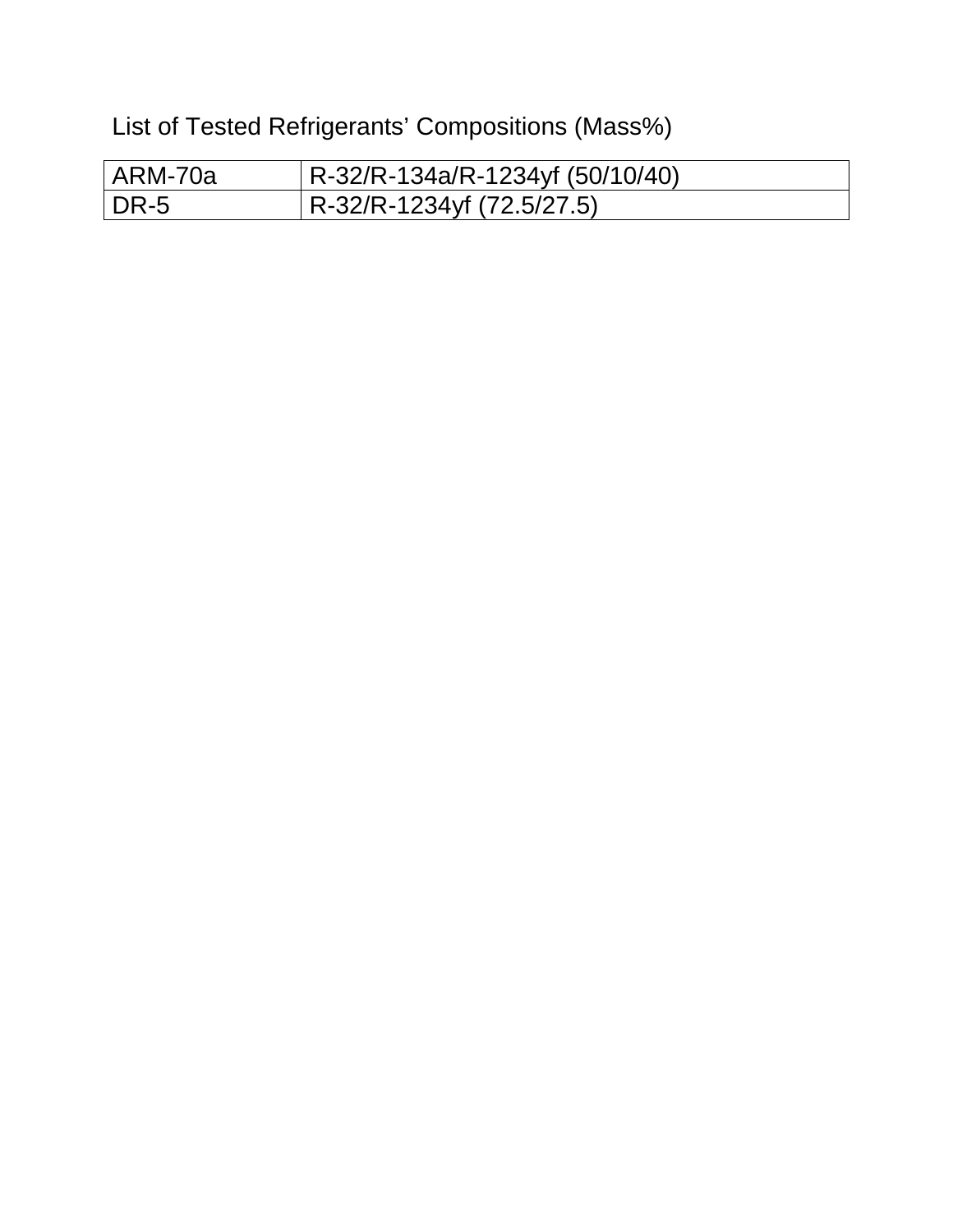List of Tested Refrigerants' Compositions (Mass%)

| | |
|---|---|
| ARM-70a | R-32/R-134a/R-1234yf (50/10/40) |
| DR-5 | R-32/R-1234yf (72.5/27.5) |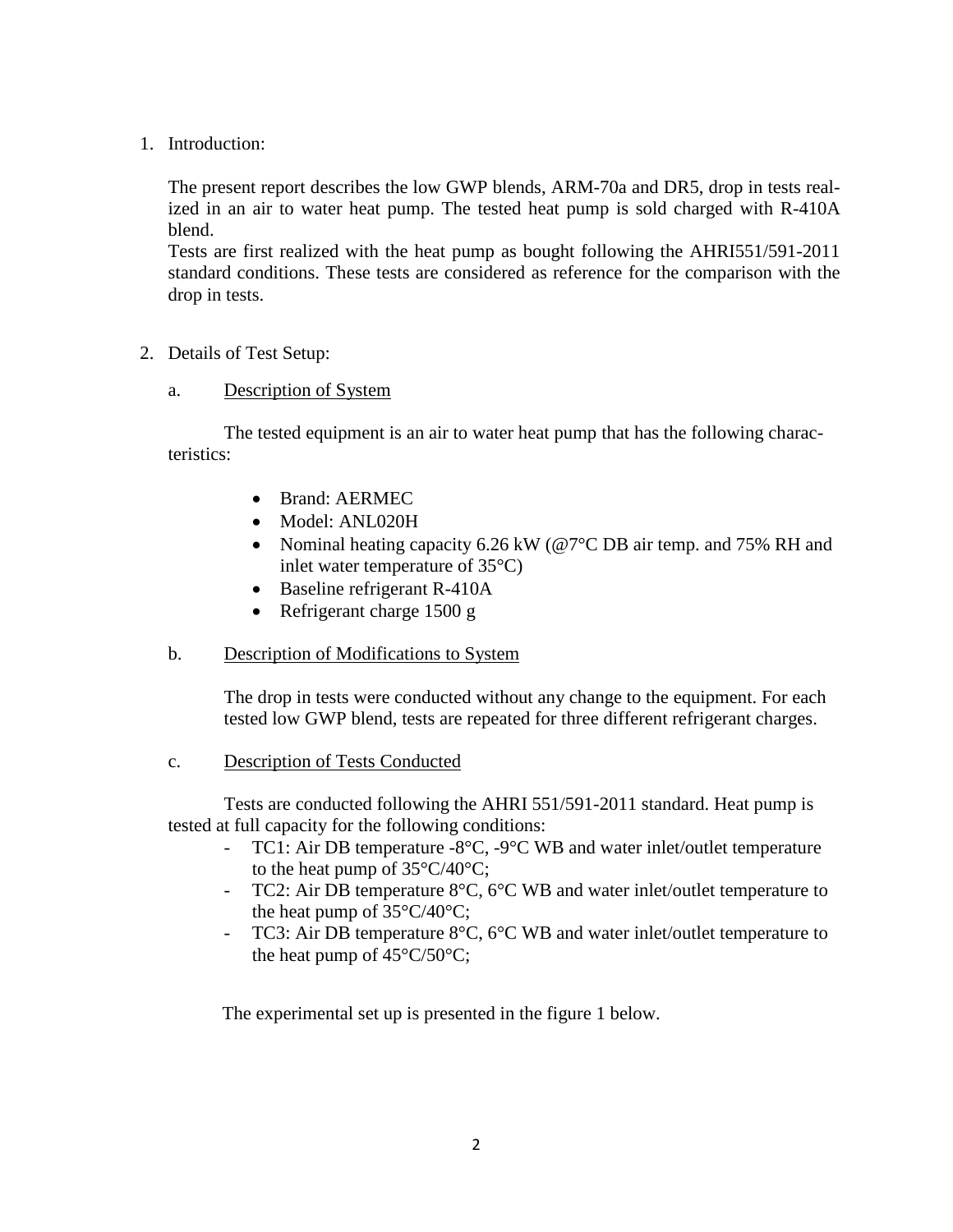1. Introduction:

   The present report describes the low GWP blends, ARM-70a and DR5, drop in tests realized in an air to water heat pump. The tested heat pump is sold charged with R-410A blend.
   Tests are first realized with the heat pump as bought following the AHRI551/591-2011 standard conditions. These tests are considered as reference for the comparison with the drop in tests.

2. Details of Test Setup:

   a. <u>Description of System</u>

   The tested equipment is an air to water heat pump that has the following characteristics:

   - Brand: AERMEC
   - Model: ANL020H
   - Nominal heating capacity 6.26 kW (@7°C DB air temp. and 75% RH and inlet water temperature of 35°C)
   - Baseline refrigerant R-410A
   - Refrigerant charge 1500 g

   b. <u>Description of Modifications to System</u>

   The drop in tests were conducted without any change to the equipment. For each tested low GWP blend, tests are repeated for three different refrigerant charges.

   c. <u>Description of Tests Conducted</u>

   Tests are conducted following the AHRI 551/591-2011 standard. Heat pump is tested at full capacity for the following conditions:

   - TC1: Air DB temperature -8°C, -9°C WB and water inlet/outlet temperature to the heat pump of 35°C/40°C;
   - TC2: Air DB temperature 8°C, 6°C WB and water inlet/outlet temperature to the heat pump of 35°C/40°C;
   - TC3: Air DB temperature 8°C, 6°C WB and water inlet/outlet temperature to the heat pump of 45°C/50°C;

   The experimental set up is presented in the figure 1 below.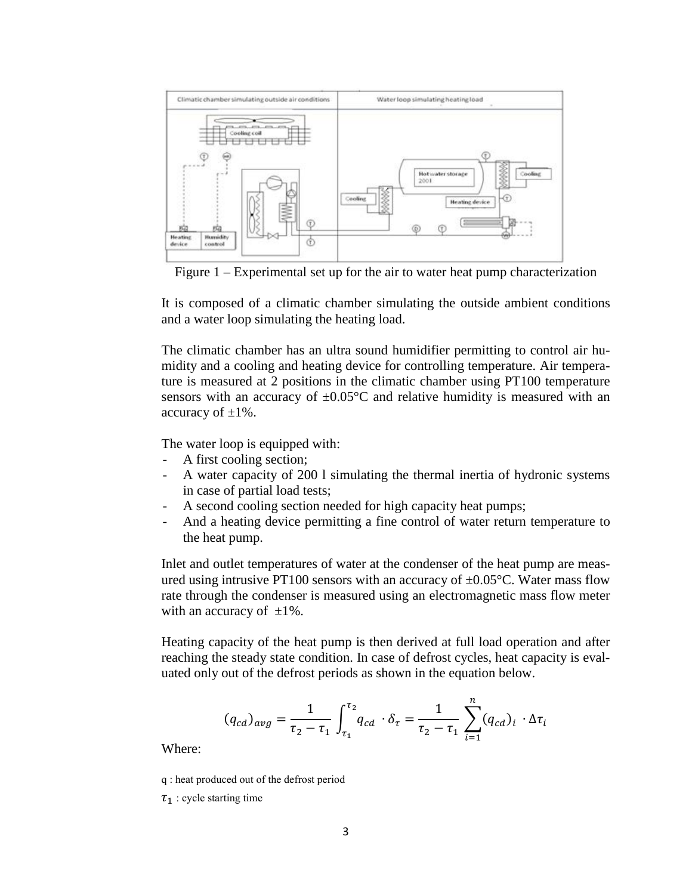Figure 1 – Experimental set up for the air to water heat pump characterization

It is composed of a climatic chamber simulating the outside ambient conditions and a water loop simulating the heating load.

The climatic chamber has an ultra sound humidifier permitting to control air humidity and a cooling and heating device for controlling temperature. Air temperature is measured at 2 positions in the climatic chamber using PT100 temperature sensors with an accuracy of ±0.05°C and relative humidity is measured with an accuracy of ±1%.

The water loop is equipped with:

- A first cooling section;
- A water capacity of 200 l simulating the thermal inertia of hydronic systems in case of partial load tests;
- A second cooling section needed for high capacity heat pumps;
- And a heating device permitting a fine control of water return temperature to the heat pump.

Inlet and outlet temperatures of water at the condenser of the heat pump are measured using intrusive PT100 sensors with an accuracy of ±0.05°C. Water mass flow rate through the condenser is measured using an electromagnetic mass flow meter with an accuracy of ±1%.

Heating capacity of the heat pump is then derived at full load operation and after reaching the steady state condition. In case of defrost cycles, heat capacity is evaluated only out of the defrost periods as shown in the equation below.

$$(q_{cd})_{avg} = \frac{1}{\tau_2 - \tau_1} \int_{\tau_1}^{\tau_2} q_{cd} \cdot \delta_{\tau} = \frac{1}{\tau_2 - \tau_1} \sum_{i=1}^{n} (q_{cd})_i \cdot \Delta\tau_i$$

Where:

q : heat produced out of the defrost period

$\tau_1$ : cycle starting time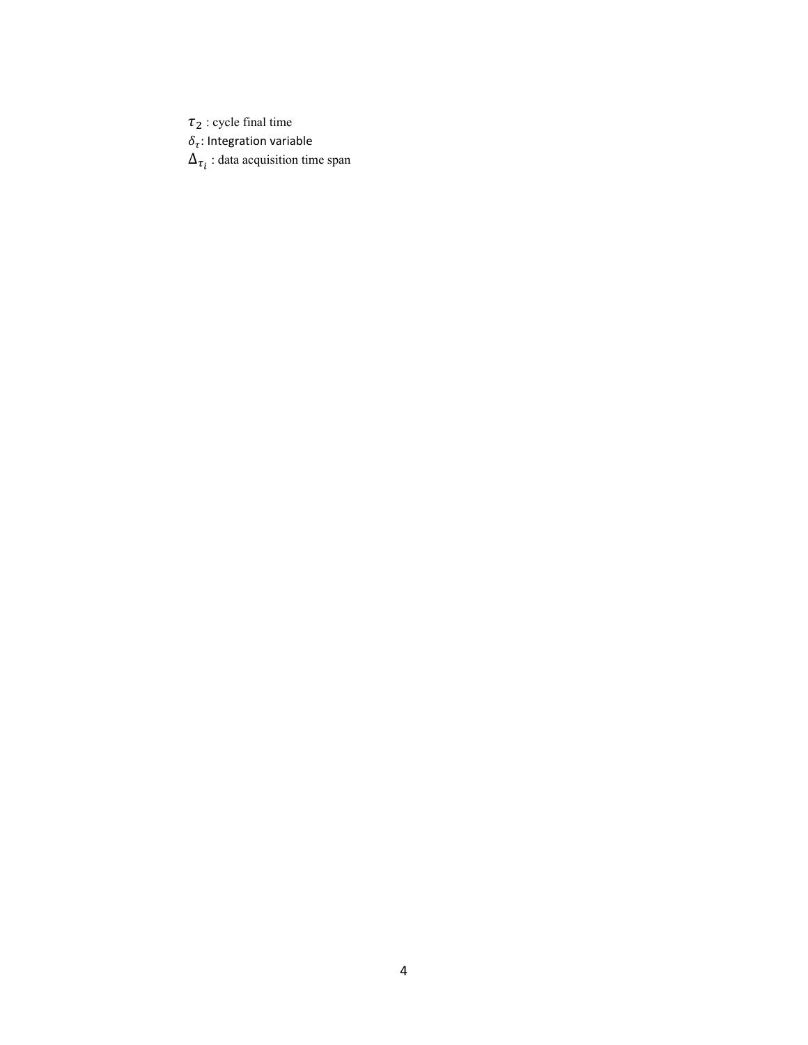$\tau_2$ : cycle final time

$\delta_\tau$: Integration variable

$\Delta_{\tau_i}$ : data acquisition time span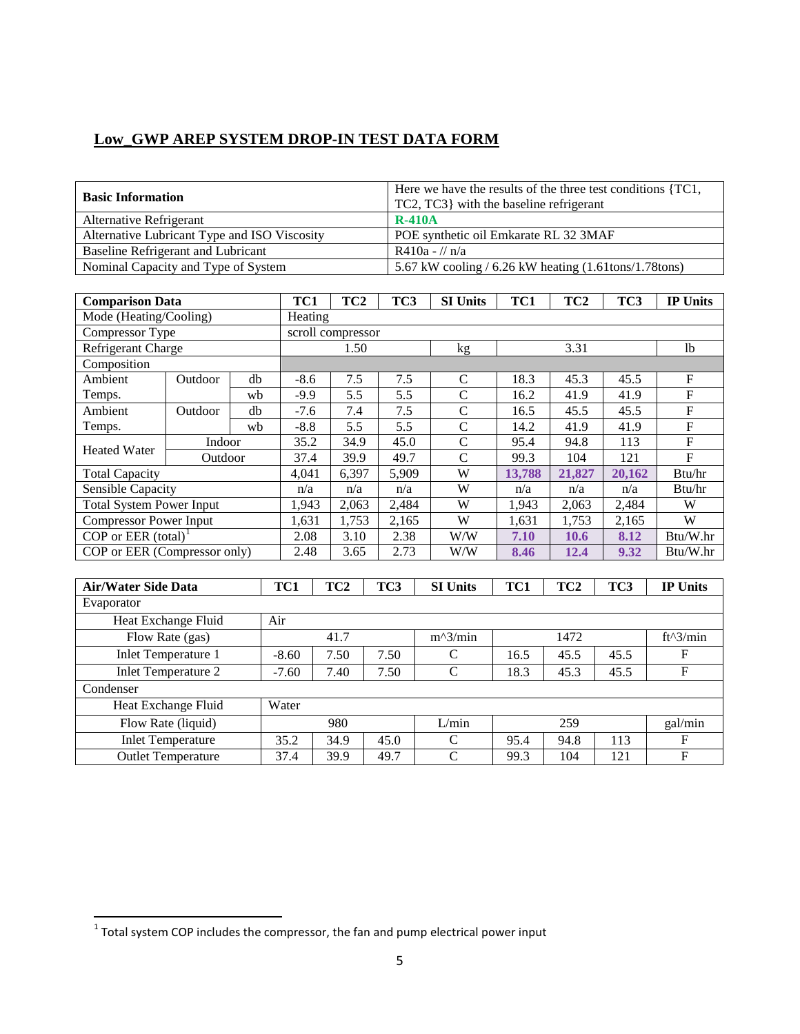## Low_GWP AREP SYSTEM DROP-IN TEST DATA FORM

| Basic Information | Here we have the results of the three test conditions {TC1, TC2, TC3} with the baseline refrigerant |
|---|---|
| Alternative Refrigerant | **R-410A** |
| Alternative Lubricant Type and ISO Viscosity | POE synthetic oil Emkarate RL 32 3MAF |
| Baseline Refrigerant and Lubricant | R410a - // n/a |
| Nominal Capacity and Type of System | 5.67 kW cooling / 6.26 kW heating (1.61tons/1.78tons) |

| **Comparison Data** | | | **TC1** | **TC2** | **TC3** | **SI Units** | **TC1** | **TC2** | **TC3** | **IP Units** |
|---|---|---|---|---|---|---|---|---|---|---|
| Mode (Heating/Cooling) | | | Heating | | | | | | | |
| Compressor Type | | | scroll compressor | | | | | | | |
| Refrigerant Charge | | | | 1.50 | | kg | | 3.31 | | lb |
| Composition | | | | | | | | | | |
| Ambient Temps. | Outdoor | db | -8.6 | 7.5 | 7.5 | C | 18.3 | 45.3 | 45.5 | F |
| | | wb | -9.9 | 5.5 | 5.5 | C | 16.2 | 41.9 | 41.9 | F |
| Ambient Temps. | Outdoor | db | -7.6 | 7.4 | 7.5 | C | 16.5 | 45.5 | 45.5 | F |
| | | wb | -8.8 | 5.5 | 5.5 | C | 14.2 | 41.9 | 41.9 | F |
| Heated Water | Indoor | | 35.2 | 34.9 | 45.0 | C | 95.4 | 94.8 | 113 | F |
| | Outdoor | | 37.4 | 39.9 | 49.7 | C | 99.3 | 104 | 121 | F |
| Total Capacity | | | 4,041 | 6,397 | 5,909 | W | **13,788** | **21,827** | **20,162** | Btu/hr |
| Sensible Capacity | | | n/a | n/a | n/a | W | n/a | n/a | n/a | Btu/hr |
| Total System Power Input | | | 1,943 | 2,063 | 2,484 | W | 1,943 | 2,063 | 2,484 | W |
| Compressor Power Input | | | 1,631 | 1,753 | 2,165 | W | 1,631 | 1,753 | 2,165 | W |
| COP or EER (total)[1] | | | 2.08 | 3.10 | 2.38 | W/W | **7.10** | **10.6** | **8.12** | Btu/W.hr |
| COP or EER (Compressor only) | | | 2.48 | 3.65 | 2.73 | W/W | **8.46** | **12.4** | **9.32** | Btu/W.hr |

| **Air/Water Side Data** | **TC1** | **TC2** | **TC3** | **SI Units** | **TC1** | **TC2** | **TC3** | **IP Units** |
|---|---|---|---|---|---|---|---|---|
| Evaporator | | | | | | | | |
| Heat Exchange Fluid | Air | | | | | | | |
| Flow Rate (gas) | | 41.7 | | m^3/min | | 1472 | | ft^3/min |
| Inlet Temperature 1 | -8.60 | 7.50 | 7.50 | C | 16.5 | 45.5 | 45.5 | F |
| Inlet Temperature 2 | -7.60 | 7.40 | 7.50 | C | 18.3 | 45.3 | 45.5 | F |
| Condenser | | | | | | | | |
| Heat Exchange Fluid | Water | | | | | | | |
| Flow Rate (liquid) | | 980 | | L/min | | 259 | | gal/min |
| Inlet Temperature | 35.2 | 34.9 | 45.0 | C | 95.4 | 94.8 | 113 | F |
| Outlet Temperature | 37.4 | 39.9 | 49.7 | C | 99.3 | 104 | 121 | F |

[1] Total system COP includes the compressor, the fan and pump electrical power input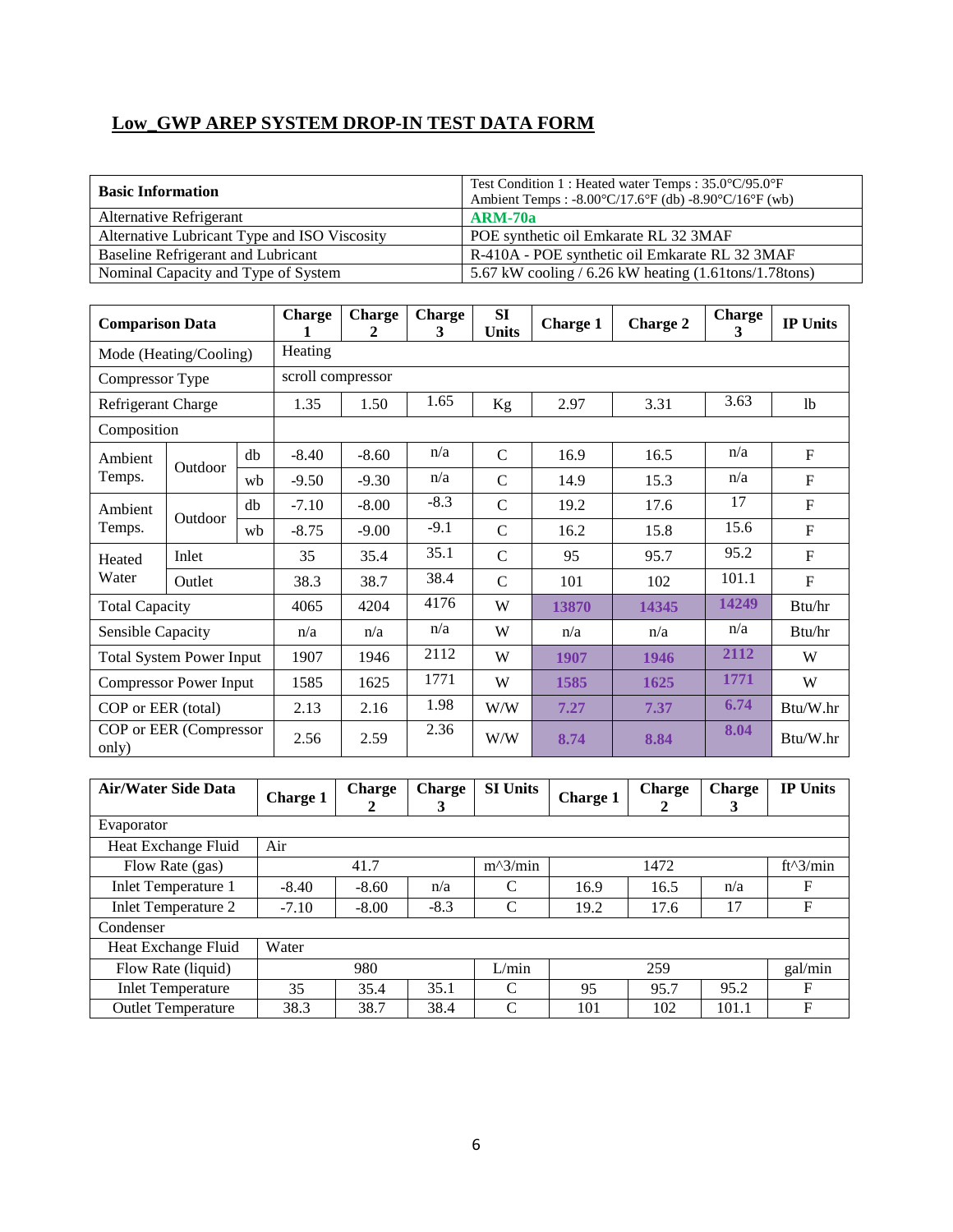## Low_GWP AREP SYSTEM DROP-IN TEST DATA FORM

| Basic Information | Test Condition 1 : Heated water Temps : 35.0°C/95.0°F<br>Ambient Temps : -8.00°C/17.6°F (db) -8.90°C/16°F (wb) |
|---|---|
| Alternative Refrigerant | **ARM-70a** |
| Alternative Lubricant Type and ISO Viscosity | POE synthetic oil Emkarate RL 32 3MAF |
| Baseline Refrigerant and Lubricant | R-410A - POE synthetic oil Emkarate RL 32 3MAF |
| Nominal Capacity and Type of System | 5.67 kW cooling / 6.26 kW heating (1.61tons/1.78tons) |

| **Comparison Data** | | | **Charge 1** | **Charge 2** | **Charge 3** | **SI Units** | **Charge 1** | **Charge 2** | **Charge 3** | **IP Units** |
|---|---|---|---|---|---|---|---|---|---|---|
| Mode (Heating/Cooling) | | | Heating | | | | | | | |
| Compressor Type | | | scroll compressor | | | | | | | |
| Refrigerant Charge | | | 1.35 | 1.50 | 1.65 | Kg | 2.97 | 3.31 | 3.63 | lb |
| Composition | | | | | | | | | | |
| Ambient Temps. | Outdoor | db | -8.40 | -8.60 | n/a | C | 16.9 | 16.5 | n/a | F |
| | | wb | -9.50 | -9.30 | n/a | C | 14.9 | 15.3 | n/a | F |
| Ambient Temps. | Outdoor | db | -7.10 | -8.00 | -8.3 | C | 19.2 | 17.6 | 17 | F |
| | | wb | -8.75 | -9.00 | -9.1 | C | 16.2 | 15.8 | 15.6 | F |
| Heated Water | Inlet | | 35 | 35.4 | 35.1 | C | 95 | 95.7 | 95.2 | F |
| | Outlet | | 38.3 | 38.7 | 38.4 | C | 101 | 102 | 101.1 | F |
| Total Capacity | | | 4065 | 4204 | 4176 | W | **13870** | **14345** | **14249** | Btu/hr |
| Sensible Capacity | | | n/a | n/a | n/a | W | n/a | n/a | n/a | Btu/hr |
| Total System Power Input | | | 1907 | 1946 | 2112 | W | **1907** | **1946** | **2112** | W |
| Compressor Power Input | | | 1585 | 1625 | 1771 | W | **1585** | **1625** | **1771** | W |
| COP or EER (total) | | | 2.13 | 2.16 | 1.98 | W/W | **7.27** | **7.37** | **6.74** | Btu/W.hr |
| COP or EER (Compressor only) | | | 2.56 | 2.59 | 2.36 | W/W | **8.74** | **8.84** | **8.04** | Btu/W.hr |

| **Air/Water Side Data** | **Charge 1** | **Charge 2** | **Charge 3** | **SI Units** | **Charge 1** | **Charge 2** | **Charge 3** | **IP Units** |
|---|---|---|---|---|---|---|---|---|
| Evaporator | | | | | | | | |
| Heat Exchange Fluid | Air | | | | | | | |
| Flow Rate (gas) | 41.7 | | | m^3/min | 1472 | | | ft^3/min |
| Inlet Temperature 1 | -8.40 | -8.60 | n/a | C | 16.9 | 16.5 | n/a | F |
| Inlet Temperature 2 | -7.10 | -8.00 | -8.3 | C | 19.2 | 17.6 | 17 | F |
| Condenser | | | | | | | | |
| Heat Exchange Fluid | Water | | | | | | | |
| Flow Rate (liquid) | 980 | | | L/min | 259 | | | gal/min |
| Inlet Temperature | 35 | 35.4 | 35.1 | C | 95 | 95.7 | 95.2 | F |
| Outlet Temperature | 38.3 | 38.7 | 38.4 | C | 101 | 102 | 101.1 | F |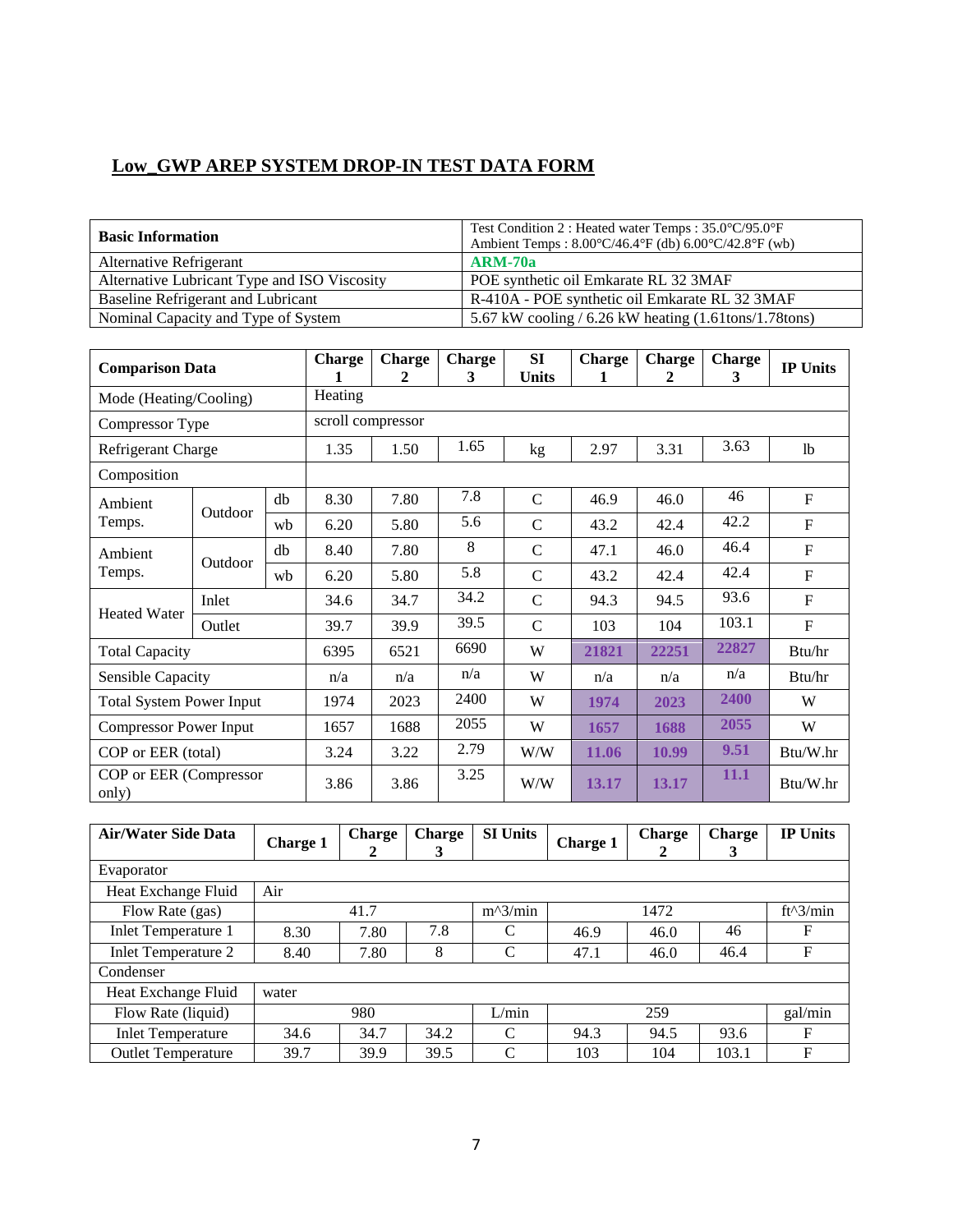## Low_GWP AREP SYSTEM DROP-IN TEST DATA FORM

| Basic Information | Test Condition 2 : Heated water Temps : 35.0°C/95.0°F<br>Ambient Temps : 8.00°C/46.4°F (db) 6.00°C/42.8°F (wb) |
|---|---|
| Alternative Refrigerant | **ARM-70a** |
| Alternative Lubricant Type and ISO Viscosity | POE synthetic oil Emkarate RL 32 3MAF |
| Baseline Refrigerant and Lubricant | R-410A - POE synthetic oil Emkarate RL 32 3MAF |
| Nominal Capacity and Type of System | 5.67 kW cooling / 6.26 kW heating (1.61tons/1.78tons) |

| Comparison Data | | | Charge 1 | Charge 2 | Charge 3 | SI Units | Charge 1 | Charge 2 | Charge 3 | IP Units |
|---|---|---|---|---|---|---|---|---|---|---|
| Mode (Heating/Cooling) | | | Heating | | | | | | | |
| Compressor Type | | | scroll compressor | | | | | | | |
| Refrigerant Charge | | | 1.35 | 1.50 | 1.65 | kg | 2.97 | 3.31 | 3.63 | lb |
| Composition | | | | | | | | | | |
| Ambient Temps. | Outdoor | db | 8.30 | 7.80 | 7.8 | C | 46.9 | 46.0 | 46 | F |
| | | wb | 6.20 | 5.80 | 5.6 | C | 43.2 | 42.4 | 42.2 | F |
| Ambient Temps. | Outdoor | db | 8.40 | 7.80 | 8 | C | 47.1 | 46.0 | 46.4 | F |
| | | wb | 6.20 | 5.80 | 5.8 | C | 43.2 | 42.4 | 42.4 | F |
| Heated Water | Inlet | | 34.6 | 34.7 | 34.2 | C | 94.3 | 94.5 | 93.6 | F |
| | Outlet | | 39.7 | 39.9 | 39.5 | C | 103 | 104 | 103.1 | F |
| Total Capacity | | | 6395 | 6521 | 6690 | W | 21821 | 22251 | 22827 | Btu/hr |
| Sensible Capacity | | | n/a | n/a | n/a | W | n/a | n/a | n/a | Btu/hr |
| Total System Power Input | | | 1974 | 2023 | 2400 | W | 1974 | 2023 | 2400 | W |
| Compressor Power Input | | | 1657 | 1688 | 2055 | W | 1657 | 1688 | 2055 | W |
| COP or EER (total) | | | 3.24 | 3.22 | 2.79 | W/W | 11.06 | 10.99 | 9.51 | Btu/W.hr |
| COP or EER (Compressor only) | | | 3.86 | 3.86 | 3.25 | W/W | 13.17 | 13.17 | 11.1 | Btu/W.hr |

| Air/Water Side Data | Charge 1 | Charge 2 | Charge 3 | SI Units | Charge 1 | Charge 2 | Charge 3 | IP Units |
|---|---|---|---|---|---|---|---|---|
| Evaporator | | | | | | | | |
| Heat Exchange Fluid | Air | | | | | | | |
| Flow Rate (gas) | | 41.7 | | m^3/min | | 1472 | | ft^3/min |
| Inlet Temperature 1 | 8.30 | 7.80 | 7.8 | C | 46.9 | 46.0 | 46 | F |
| Inlet Temperature 2 | 8.40 | 7.80 | 8 | C | 47.1 | 46.0 | 46.4 | F |
| Condenser | | | | | | | | |
| Heat Exchange Fluid | water | | | | | | | |
| Flow Rate (liquid) | | 980 | | L/min | | 259 | | gal/min |
| Inlet Temperature | 34.6 | 34.7 | 34.2 | C | 94.3 | 94.5 | 93.6 | F |
| Outlet Temperature | 39.7 | 39.9 | 39.5 | C | 103 | 104 | 103.1 | F |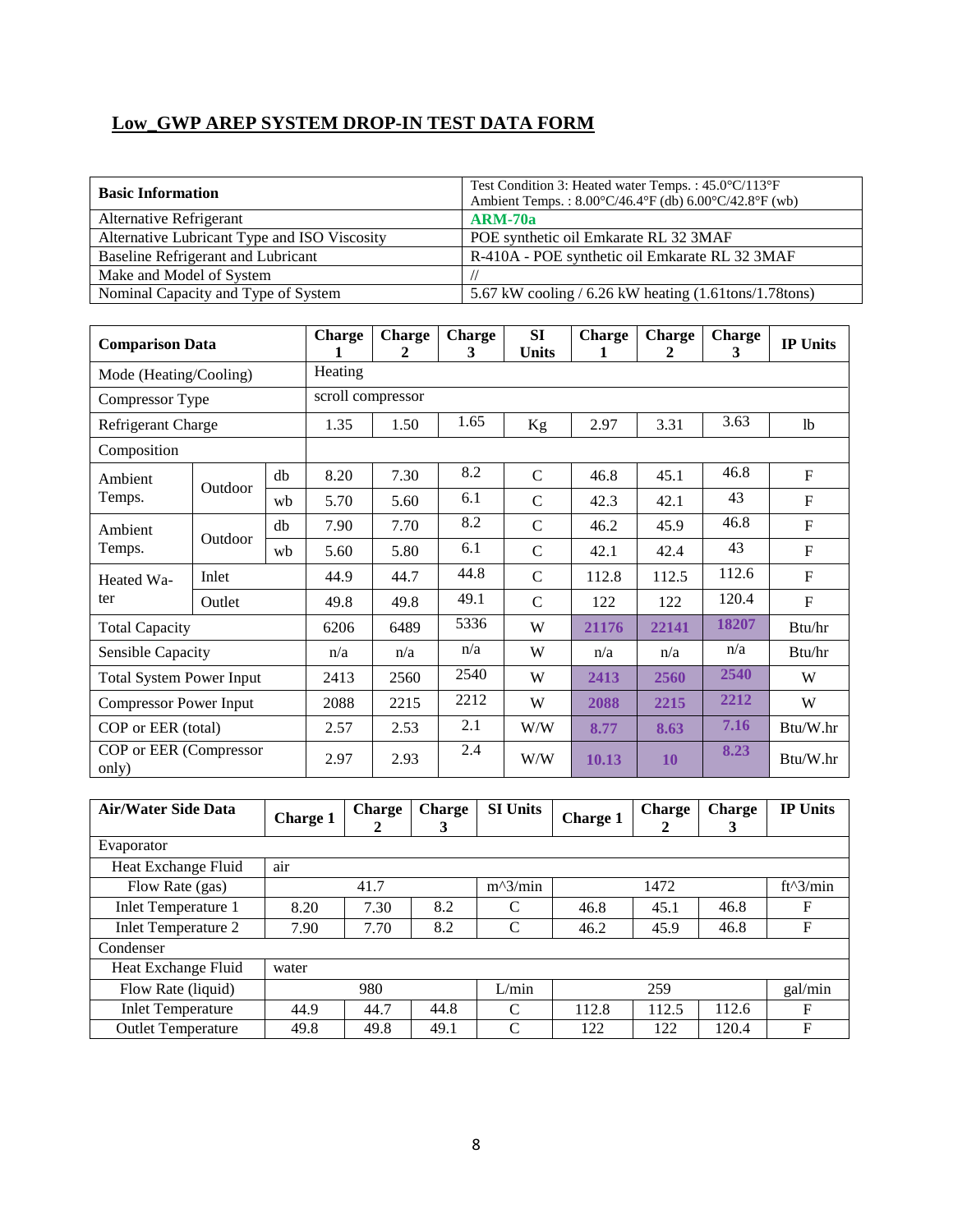## Low_GWP AREP SYSTEM DROP-IN TEST DATA FORM

| Basic Information | Test Condition 3: Heated water Temps. : 45.0°C/113°F<br>Ambient Temps. : 8.00°C/46.4°F (db) 6.00°C/42.8°F (wb) |
|---|---|
| Alternative Refrigerant | **ARM-70a** |
| Alternative Lubricant Type and ISO Viscosity | POE synthetic oil Emkarate RL 32 3MAF |
| Baseline Refrigerant and Lubricant | R-410A - POE synthetic oil Emkarate RL 32 3MAF |
| Make and Model of System | // |
| Nominal Capacity and Type of System | 5.67 kW cooling / 6.26 kW heating (1.61tons/1.78tons) |

| Comparison Data | | | Charge 1 | Charge 2 | Charge 3 | SI Units | Charge 1 | Charge 2 | Charge 3 | IP Units |
|---|---|---|---|---|---|---|---|---|---|---|
| Mode (Heating/Cooling) | | | Heating | | | | | | | |
| Compressor Type | | | scroll compressor | | | | | | | |
| Refrigerant Charge | | | 1.35 | 1.50 | 1.65 | Kg | 2.97 | 3.31 | 3.63 | lb |
| Composition | | | | | | | | | | |
| Ambient Temps. | Outdoor | db | 8.20 | 7.30 | 8.2 | C | 46.8 | 45.1 | 46.8 | F |
| | | wb | 5.70 | 5.60 | 6.1 | C | 42.3 | 42.1 | 43 | F |
| Ambient Temps. | Outdoor | db | 7.90 | 7.70 | 8.2 | C | 46.2 | 45.9 | 46.8 | F |
| | | wb | 5.60 | 5.80 | 6.1 | C | 42.1 | 42.4 | 43 | F |
| Heated Water | Inlet | | 44.9 | 44.7 | 44.8 | C | 112.8 | 112.5 | 112.6 | F |
| | Outlet | | 49.8 | 49.8 | 49.1 | C | 122 | 122 | 120.4 | F |
| Total Capacity | | | 6206 | 6489 | 5336 | W | **21176** | **22141** | **18207** | Btu/hr |
| Sensible Capacity | | | n/a | n/a | n/a | W | n/a | n/a | n/a | Btu/hr |
| Total System Power Input | | | 2413 | 2560 | 2540 | W | **2413** | **2560** | **2540** | W |
| Compressor Power Input | | | 2088 | 2215 | 2212 | W | **2088** | **2215** | **2212** | W |
| COP or EER (total) | | | 2.57 | 2.53 | 2.1 | W/W | **8.77** | **8.63** | **7.16** | Btu/W.hr |
| COP or EER (Compressor only) | | | 2.97 | 2.93 | 2.4 | W/W | **10.13** | **10** | **8.23** | Btu/W.hr |

| Air/Water Side Data | Charge 1 | Charge 2 | Charge 3 | SI Units | Charge 1 | Charge 2 | Charge 3 | IP Units |
|---|---|---|---|---|---|---|---|---|
| Evaporator | | | | | | | | |
| Heat Exchange Fluid | air | | | | | | | |
| Flow Rate (gas) | | 41.7 | | m^3/min | | 1472 | | ft^3/min |
| Inlet Temperature 1 | 8.20 | 7.30 | 8.2 | C | 46.8 | 45.1 | 46.8 | F |
| Inlet Temperature 2 | 7.90 | 7.70 | 8.2 | C | 46.2 | 45.9 | 46.8 | F |
| Condenser | | | | | | | | |
| Heat Exchange Fluid | water | | | | | | | |
| Flow Rate (liquid) | | 980 | | L/min | | 259 | | gal/min |
| Inlet Temperature | 44.9 | 44.7 | 44.8 | C | 112.8 | 112.5 | 112.6 | F |
| Outlet Temperature | 49.8 | 49.8 | 49.1 | C | 122 | 122 | 120.4 | F |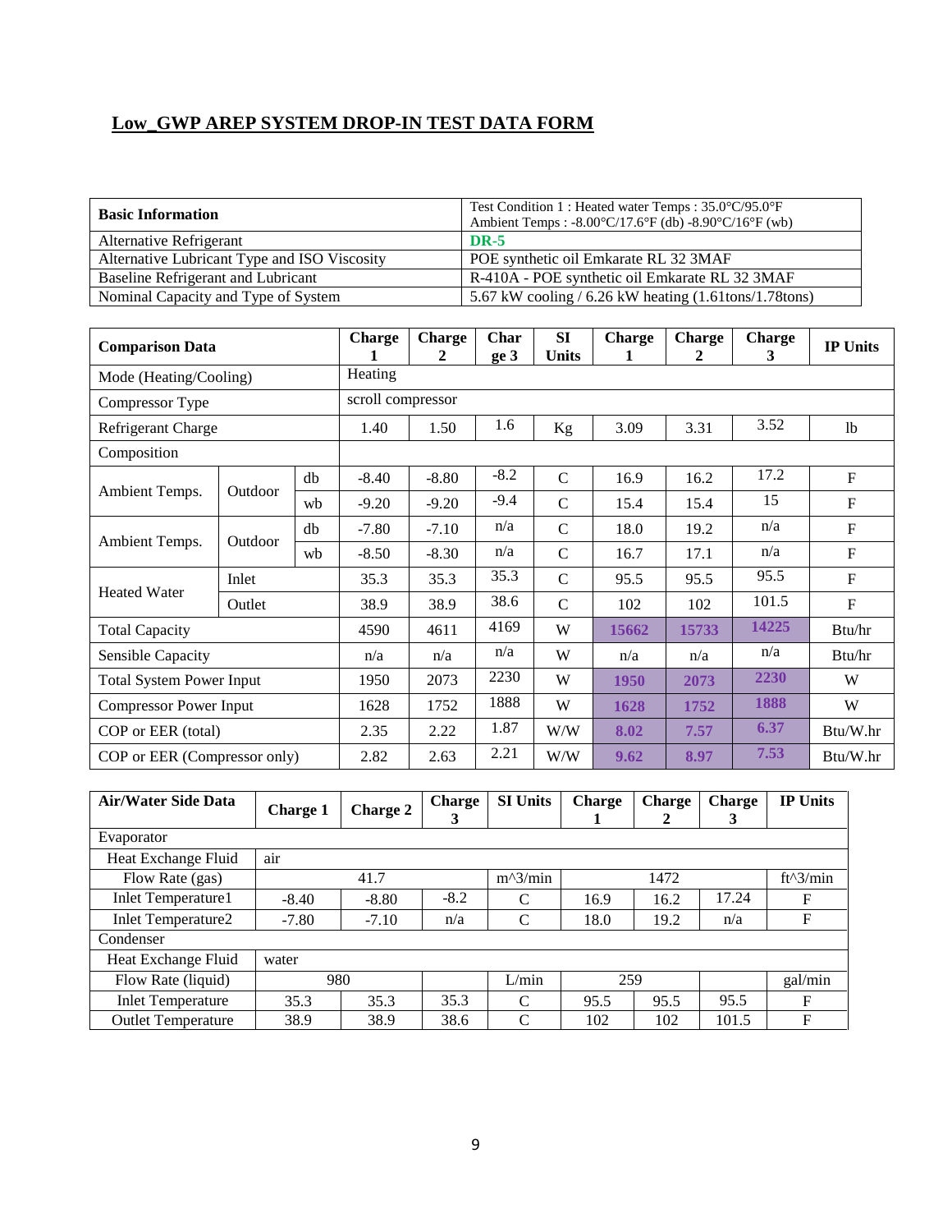## Low_GWP AREP SYSTEM DROP-IN TEST DATA FORM

| Basic Information | Test Condition 1 : Heated water Temps : 35.0°C/95.0°F<br>Ambient Temps : -8.00°C/17.6°F (db) -8.90°C/16°F (wb) |
|---|---|
| Alternative Refrigerant | **DR-5** |
| Alternative Lubricant Type and ISO Viscosity | POE synthetic oil Emkarate RL 32 3MAF |
| Baseline Refrigerant and Lubricant | R-410A - POE synthetic oil Emkarate RL 32 3MAF |
| Nominal Capacity and Type of System | 5.67 kW cooling / 6.26 kW heating (1.61tons/1.78tons) |

| Comparison Data | | | Charge 1 | Charge 2 | Charge 3 | SI Units | Charge 1 | Charge 2 | Charge 3 | IP Units |
|---|---|---|---|---|---|---|---|---|---|---|
| Mode (Heating/Cooling) | | | Heating | | | | | | | |
| Compressor Type | | | scroll compressor | | | | | | | |
| Refrigerant Charge | | | 1.40 | 1.50 | 1.6 | Kg | 3.09 | 3.31 | 3.52 | lb |
| Composition | | | | | | | | | | |
| Ambient Temps. | Outdoor | db | -8.40 | -8.80 | -8.2 | C | 16.9 | 16.2 | 17.2 | F |
| | | wb | -9.20 | -9.20 | -9.4 | C | 15.4 | 15.4 | 15 | F |
| Ambient Temps. | Outdoor | db | -7.80 | -7.10 | n/a | C | 18.0 | 19.2 | n/a | F |
| | | wb | -8.50 | -8.30 | n/a | C | 16.7 | 17.1 | n/a | F |
| Heated Water | Inlet | | 35.3 | 35.3 | 35.3 | C | 95.5 | 95.5 | 95.5 | F |
| | Outlet | | 38.9 | 38.9 | 38.6 | C | 102 | 102 | 101.5 | F |
| Total Capacity | | | 4590 | 4611 | 4169 | W | **15662** | **15733** | **14225** | Btu/hr |
| Sensible Capacity | | | n/a | n/a | n/a | W | n/a | n/a | n/a | Btu/hr |
| Total System Power Input | | | 1950 | 2073 | 2230 | W | **1950** | **2073** | **2230** | W |
| Compressor Power Input | | | 1628 | 1752 | 1888 | W | **1628** | **1752** | **1888** | W |
| COP or EER (total) | | | 2.35 | 2.22 | 1.87 | W/W | **8.02** | **7.57** | **6.37** | Btu/W.hr |
| COP or EER (Compressor only) | | | 2.82 | 2.63 | 2.21 | W/W | **9.62** | **8.97** | **7.53** | Btu/W.hr |

| Air/Water Side Data | Charge 1 | Charge 2 | Charge 3 | SI Units | Charge 1 | Charge 2 | Charge 3 | IP Units |
|---|---|---|---|---|---|---|---|---|
| Evaporator | | | | | | | | |
| Heat Exchange Fluid | air | | | | | | | |
| Flow Rate (gas) | | 41.7 | | m^3/min | | 1472 | | ft^3/min |
| Inlet Temperature1 | -8.40 | -8.80 | -8.2 | C | 16.9 | 16.2 | 17.24 | F |
| Inlet Temperature2 | -7.80 | -7.10 | n/a | C | 18.0 | 19.2 | n/a | F |
| Condenser | | | | | | | | |
| Heat Exchange Fluid | water | | | | | | | |
| Flow Rate (liquid) | 980 | | | L/min | 259 | | | gal/min |
| Inlet Temperature | 35.3 | 35.3 | 35.3 | C | 95.5 | 95.5 | 95.5 | F |
| Outlet Temperature | 38.9 | 38.9 | 38.6 | C | 102 | 102 | 101.5 | F |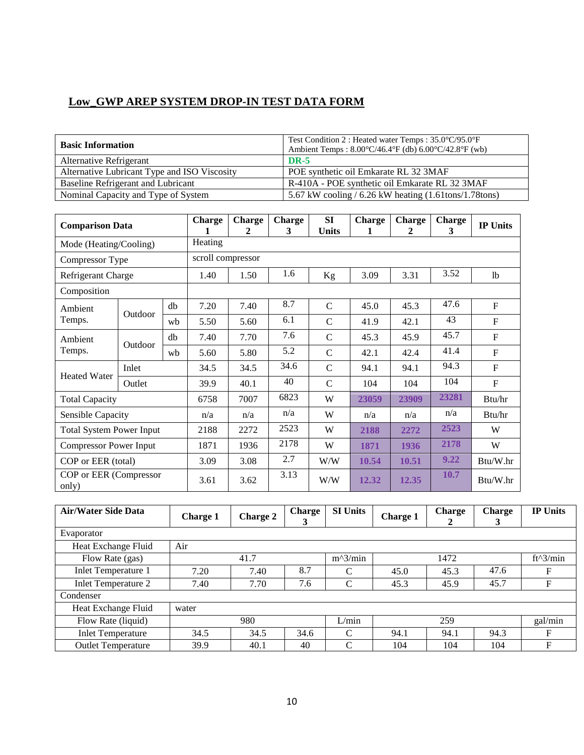## Low_GWP AREP SYSTEM DROP-IN TEST DATA FORM

| Basic Information | Test Condition 2 : Heated water Temps : 35.0°C/95.0°F Ambient Temps : 8.00°C/46.4°F (db) 6.00°C/42.8°F (wb) |
|---|---|
| Alternative Refrigerant | **DR-5** |
| Alternative Lubricant Type and ISO Viscosity | POE synthetic oil Emkarate RL 32 3MAF |
| Baseline Refrigerant and Lubricant | R-410A - POE synthetic oil Emkarate RL 32 3MAF |
| Nominal Capacity and Type of System | 5.67 kW cooling / 6.26 kW heating (1.61tons/1.78tons) |

| Comparison Data | | | Charge 1 | Charge 2 | Charge 3 | SI Units | Charge 1 | Charge 2 | Charge 3 | IP Units |
|---|---|---|---|---|---|---|---|---|---|---|
| Mode (Heating/Cooling) | | | Heating | | | | | | | |
| Compressor Type | | | scroll compressor | | | | | | | |
| Refrigerant Charge | | | 1.40 | 1.50 | 1.6 | Kg | 3.09 | 3.31 | 3.52 | lb |
| Composition | | | | | | | | | | |
| Ambient Temps. | Outdoor | db | 7.20 | 7.40 | 8.7 | C | 45.0 | 45.3 | 47.6 | F |
| | | wb | 5.50 | 5.60 | 6.1 | C | 41.9 | 42.1 | 43 | F |
| Ambient Temps. | Outdoor | db | 7.40 | 7.70 | 7.6 | C | 45.3 | 45.9 | 45.7 | F |
| | | wb | 5.60 | 5.80 | 5.2 | C | 42.1 | 42.4 | 41.4 | F |
| Heated Water | Inlet | | 34.5 | 34.5 | 34.6 | C | 94.1 | 94.1 | 94.3 | F |
| | Outlet | | 39.9 | 40.1 | 40 | C | 104 | 104 | 104 | F |
| Total Capacity | | | 6758 | 7007 | 6823 | W | **23059** | **23909** | **23281** | Btu/hr |
| Sensible Capacity | | | n/a | n/a | n/a | W | n/a | n/a | n/a | Btu/hr |
| Total System Power Input | | | 2188 | 2272 | 2523 | W | **2188** | **2272** | **2523** | W |
| Compressor Power Input | | | 1871 | 1936 | 2178 | W | **1871** | **1936** | **2178** | W |
| COP or EER (total) | | | 3.09 | 3.08 | 2.7 | W/W | **10.54** | **10.51** | **9.22** | Btu/W.hr |
| COP or EER (Compressor only) | | | 3.61 | 3.62 | 3.13 | W/W | **12.32** | **12.35** | **10.7** | Btu/W.hr |

| Air/Water Side Data | Charge 1 | Charge 2 | Charge 3 | SI Units | Charge 1 | Charge 2 | Charge 3 | IP Units |
|---|---|---|---|---|---|---|---|---|
| Evaporator | | | | | | | | |
| Heat Exchange Fluid | Air | | | | | | | |
| Flow Rate (gas) | | 41.7 | | m^3/min | | 1472 | | ft^3/min |
| Inlet Temperature 1 | 7.20 | 7.40 | 8.7 | C | 45.0 | 45.3 | 47.6 | F |
| Inlet Temperature 2 | 7.40 | 7.70 | 7.6 | C | 45.3 | 45.9 | 45.7 | F |
| Condenser | | | | | | | | |
| Heat Exchange Fluid | water | | | | | | | |
| Flow Rate (liquid) | | 980 | | L/min | | 259 | | gal/min |
| Inlet Temperature | 34.5 | 34.5 | 34.6 | C | 94.1 | 94.1 | 94.3 | F |
| Outlet Temperature | 39.9 | 40.1 | 40 | C | 104 | 104 | 104 | F |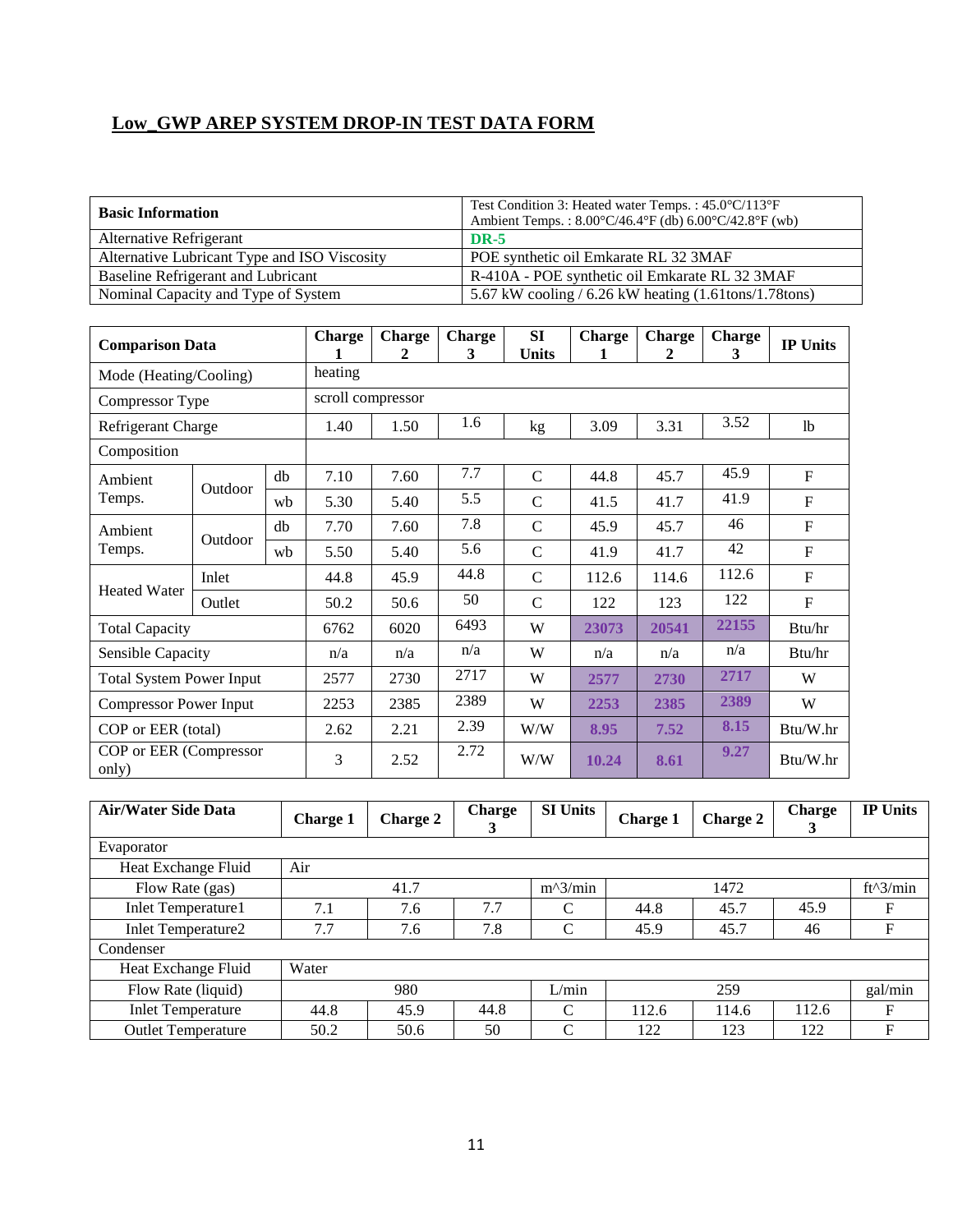## Low_GWP AREP SYSTEM DROP-IN TEST DATA FORM

| Basic Information | Test Condition 3: Heated water Temps. : 45.0°C/113°F<br>Ambient Temps. : 8.00°C/46.4°F (db) 6.00°C/42.8°F (wb) |
|---|---|
| Alternative Refrigerant | **DR-5** |
| Alternative Lubricant Type and ISO Viscosity | POE synthetic oil Emkarate RL 32 3MAF |
| Baseline Refrigerant and Lubricant | R-410A - POE synthetic oil Emkarate RL 32 3MAF |
| Nominal Capacity and Type of System | 5.67 kW cooling / 6.26 kW heating (1.61tons/1.78tons) |

| Comparison Data | | | Charge 1 | Charge 2 | Charge 3 | SI Units | Charge 1 | Charge 2 | Charge 3 | IP Units |
|---|---|---|---|---|---|---|---|---|---|---|
| Mode (Heating/Cooling) | | | heating | | | | | | | |
| Compressor Type | | | scroll compressor | | | | | | | |
| Refrigerant Charge | | | 1.40 | 1.50 | 1.6 | kg | 3.09 | 3.31 | 3.52 | lb |
| Composition | | | | | | | | | | |
| Ambient Temps. | Outdoor | db | 7.10 | 7.60 | 7.7 | C | 44.8 | 45.7 | 45.9 | F |
| | | wb | 5.30 | 5.40 | 5.5 | C | 41.5 | 41.7 | 41.9 | F |
| Ambient Temps. | Outdoor | db | 7.70 | 7.60 | 7.8 | C | 45.9 | 45.7 | 46 | F |
| | | wb | 5.50 | 5.40 | 5.6 | C | 41.9 | 41.7 | 42 | F |
| Heated Water | Inlet | | 44.8 | 45.9 | 44.8 | C | 112.6 | 114.6 | 112.6 | F |
| | Outlet | | 50.2 | 50.6 | 50 | C | 122 | 123 | 122 | F |
| Total Capacity | | | 6762 | 6020 | 6493 | W | 23073 | 20541 | 22155 | Btu/hr |
| Sensible Capacity | | | n/a | n/a | n/a | W | n/a | n/a | n/a | Btu/hr |
| Total System Power Input | | | 2577 | 2730 | 2717 | W | 2577 | 2730 | 2717 | W |
| Compressor Power Input | | | 2253 | 2385 | 2389 | W | 2253 | 2385 | 2389 | W |
| COP or EER (total) | | | 2.62 | 2.21 | 2.39 | W/W | 8.95 | 7.52 | 8.15 | Btu/W.hr |
| COP or EER (Compressor only) | | | 3 | 2.52 | 2.72 | W/W | 10.24 | 8.61 | 9.27 | Btu/W.hr |

| Air/Water Side Data | Charge 1 | Charge 2 | Charge 3 | SI Units | Charge 1 | Charge 2 | Charge 3 | IP Units |
|---|---|---|---|---|---|---|---|---|
| Evaporator | | | | | | | | |
| Heat Exchange Fluid | Air | | | | | | | |
| Flow Rate (gas) | | 41.7 | | m^3/min | | 1472 | | ft^3/min |
| Inlet Temperature1 | 7.1 | 7.6 | 7.7 | C | 44.8 | 45.7 | 45.9 | F |
| Inlet Temperature2 | 7.7 | 7.6 | 7.8 | C | 45.9 | 45.7 | 46 | F |
| Condenser | | | | | | | | |
| Heat Exchange Fluid | Water | | | | | | | |
| Flow Rate (liquid) | | 980 | | L/min | | 259 | | gal/min |
| Inlet Temperature | 44.8 | 45.9 | 44.8 | C | 112.6 | 114.6 | 112.6 | F |
| Outlet Temperature | 50.2 | 50.6 | 50 | C | 122 | 123 | 122 | F |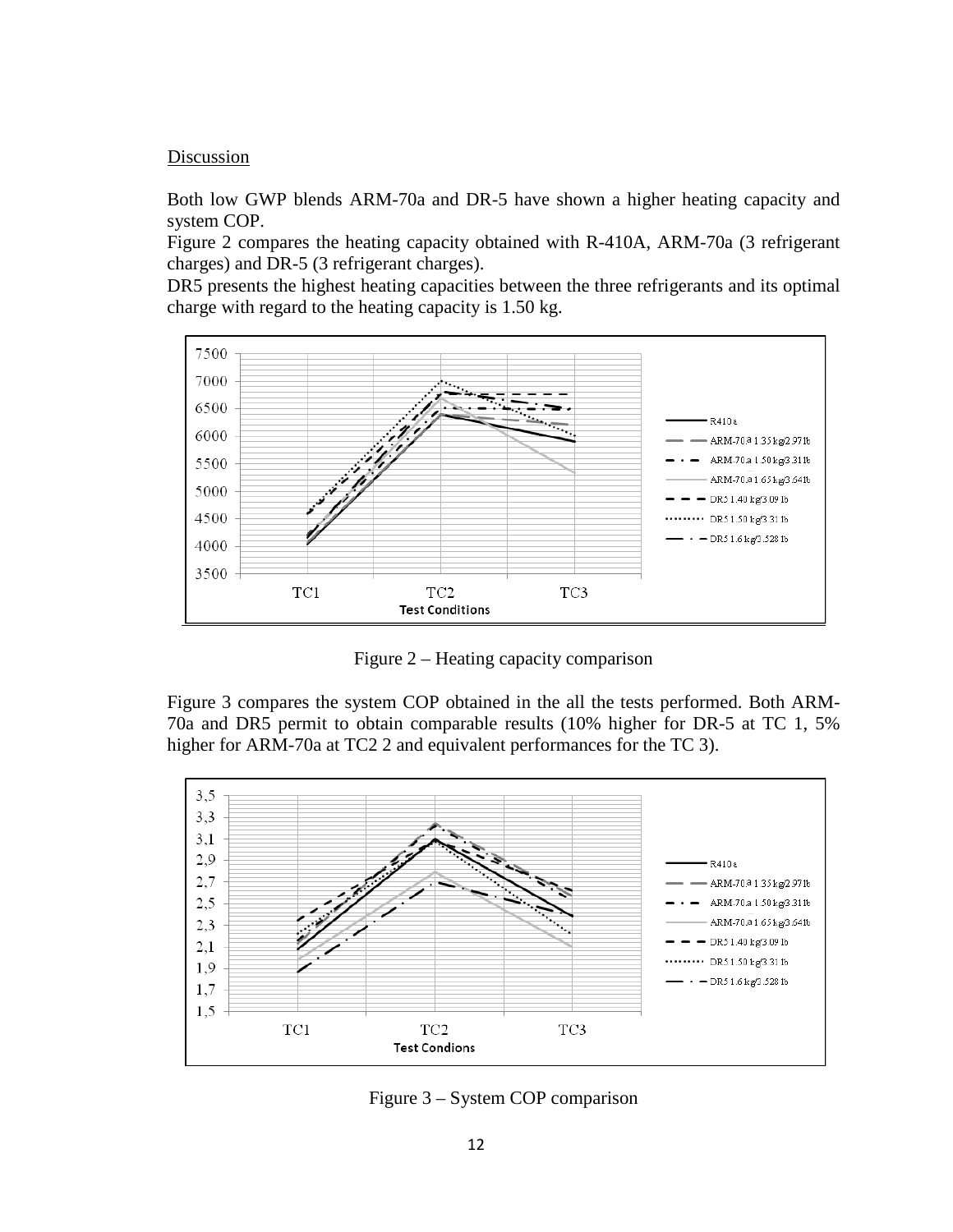Discussion

Both low GWP blends ARM-70a and DR-5 have shown a higher heating capacity and system COP.

Figure 2 compares the heating capacity obtained with R-410A, ARM-70a (3 refrigerant charges) and DR-5 (3 refrigerant charges).

DR5 presents the highest heating capacities between the three refrigerants and its optimal charge with regard to the heating capacity is 1.50 kg.

7500
7000
6500
6000
5500
5000
4500
4000
3500

TC1 TC2 TC3

Test Conditions

R410a
ARM-70a 1.35 kg/2.971b
ARM-70a 1.50 kg/3.311b
ARM-70a 1.65 kg/3.641b
DR5 1.40 kg/3.09 lb
DR5 1.50 kg/3.31 lb
DR5 1.6 kg/3.528 lb

Figure 2 – Heating capacity comparison

Figure 3 compares the system COP obtained in the all the tests performed. Both ARM-70a and DR5 permit to obtain comparable results (10% higher for DR-5 at TC 1, 5% higher for ARM-70a at TC2 2 and equivalent performances for the TC 3).

3,5
3,3
3,1
2,9
2,7
2,5
2,3
2,1
1,9
1,7
1,5

TC1 TC2 TC3

Test Condions

R410a
ARM-70a 1.35 kg/2.971b
ARM-70a 1.50 kg/3.311b
ARM-70a 1.65 kg/3.641b
DR5 1.40 kg/3.09 lb
DR5 1.50 kg/3.31 lb
DR5 1.6 kg/3.528 lb

Figure 3 – System COP comparison